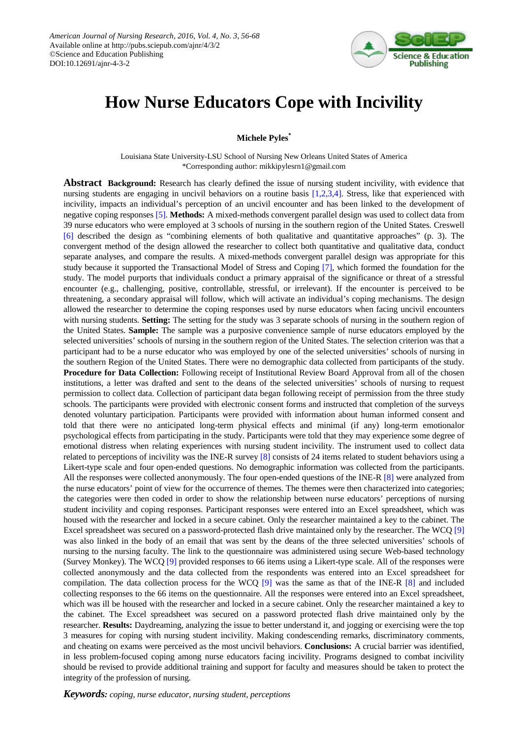*American Journal of Nursing Research*, 2016, Vol. 4, No. 3, 56-68
Available online at http://pubs.sciepub.com/ajnr/4/3/2
©Science and Education Publishing
DOI:10.12691/ajnr-4-3-2

# How Nurse Educators Cope with Incivility

**Michele Pyles***

Louisiana State University-LSU School of Nursing New Orleans United States of America
*Corresponding author: mikkipylesrn1@gmail.com

**Abstract** **Background:** Research has clearly defined the issue of nursing student incivility, with evidence that nursing students are engaging in uncivil behaviors on a routine basis [1,2,3,4]. Stress, like that experienced with incivility, impacts an individual's perception of an uncivil encounter and has been linked to the development of negative coping responses [5]. **Methods:** A mixed-methods convergent parallel design was used to collect data from 39 nurse educators who were employed at 3 schools of nursing in the southern region of the United States. Creswell [6] described the design as "combining elements of both qualitative and quantitative approaches" (p. 3). The convergent method of the design allowed the researcher to collect both quantitative and qualitative data, conduct separate analyses, and compare the results. A mixed-methods convergent parallel design was appropriate for this study because it supported the Transactional Model of Stress and Coping [7], which formed the foundation for the study. The model purports that individuals conduct a primary appraisal of the significance or threat of a stressful encounter (e.g., challenging, positive, controllable, stressful, or irrelevant). If the encounter is perceived to be threatening, a secondary appraisal will follow, which will activate an individual's coping mechanisms. The design allowed the researcher to determine the coping responses used by nurse educators when facing uncivil encounters with nursing students. **Setting:** The setting for the study was 3 separate schools of nursing in the southern region of the United States. **Sample:** The sample was a purposive convenience sample of nurse educators employed by the selected universities' schools of nursing in the southern region of the United States. The selection criterion was that a participant had to be a nurse educator who was employed by one of the selected universities' schools of nursing in the southern Region of the United States. There were no demographic data collected from participants of the study. **Procedure for Data Collection:** Following receipt of Institutional Review Board Approval from all of the chosen institutions, a letter was drafted and sent to the deans of the selected universities' schools of nursing to request permission to collect data. Collection of participant data began following receipt of permission from the three study schools. The participants were provided with electronic consent forms and instructed that completion of the surveys denoted voluntary participation. Participants were provided with information about human informed consent and told that there were no anticipated long-term physical effects and minimal (if any) long-term emotionalor psychological effects from participating in the study. Participants were told that they may experience some degree of emotional distress when relating experiences with nursing student incivility. The instrument used to collect data related to perceptions of incivility was the INE-R survey [8] consists of 24 items related to student behaviors using a Likert-type scale and four open-ended questions. No demographic information was collected from the participants. All the responses were collected anonymously. The four open-ended questions of the INE-R [8] were analyzed from the nurse educators' point of view for the occurrence of themes. The themes were then characterized into categories; the categories were then coded in order to show the relationship between nurse educators' perceptions of nursing student incivility and coping responses. Participant responses were entered into an Excel spreadsheet, which was housed with the researcher and locked in a secure cabinet. Only the researcher maintained a key to the cabinet. The Excel spreadsheet was secured on a password-protected flash drive maintained only by the researcher. The WCQ [9] was also linked in the body of an email that was sent by the deans of the three selected universities' schools of nursing to the nursing faculty. The link to the questionnaire was administered using secure Web-based technology (Survey Monkey). The WCQ [9] provided responses to 66 items using a Likert-type scale. All of the responses were collected anonymously and the data collected from the respondents was entered into an Excel spreadsheet for compilation. The data collection process for the WCQ [9] was the same as that of the INE-R [8] and included collecting responses to the 66 items on the questionnaire. All the responses were entered into an Excel spreadsheet, which was ill be housed with the researcher and locked in a secure cabinet. Only the researcher maintained a key to the cabinet. The Excel spreadsheet was secured on a password protected flash drive maintained only by the researcher. **Results:** Daydreaming, analyzing the issue to better understand it, and jogging or exercising were the top 3 measures for coping with nursing student incivility. Making condescending remarks, discriminatory comments, and cheating on exams were perceived as the most uncivil behaviors. **Conclusions:** A crucial barrier was identified, in less problem-focused coping among nurse educators facing incivility. Programs designed to combat incivility should be revised to provide additional training and support for faculty and measures should be taken to protect the integrity of the profession of nursing.

***Keywords:*** *coping, nurse educator, nursing student, perceptions*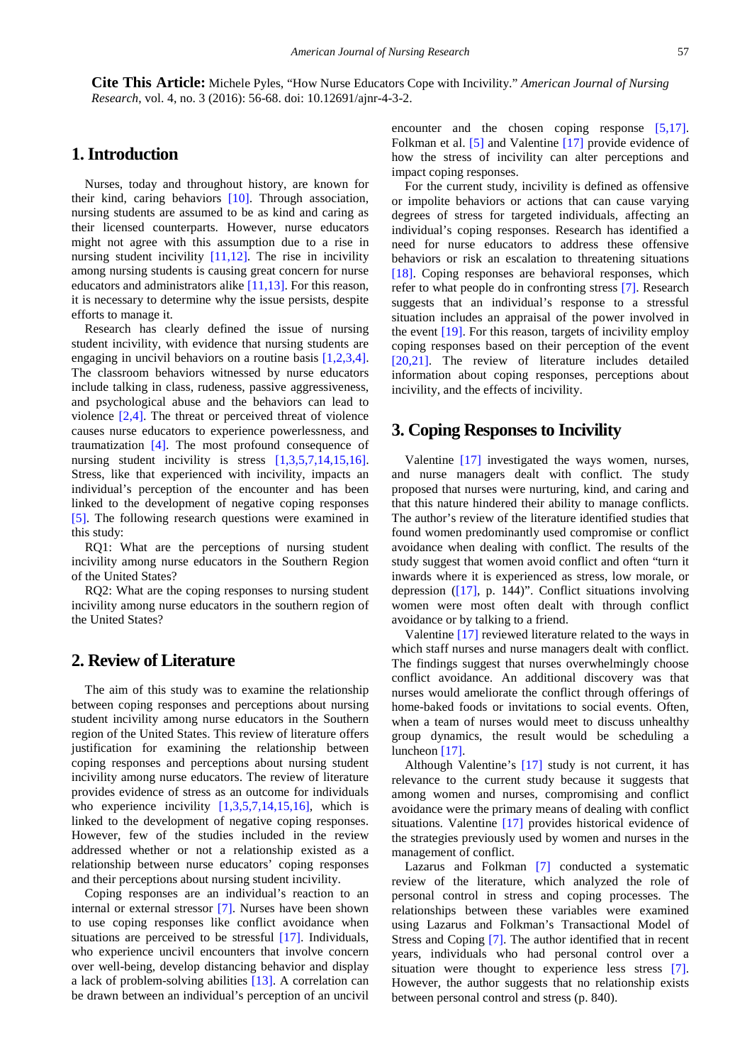**Cite This Article:** Michele Pyles, "How Nurse Educators Cope with Incivility." *American Journal of Nursing Research*, vol. 4, no. 3 (2016): 56-68. doi: 10.12691/ajnr-4-3-2.

## 1. Introduction

Nurses, today and throughout history, are known for their kind, caring behaviors [10]. Through association, nursing students are assumed to be as kind and caring as their licensed counterparts. However, nurse educators might not agree with this assumption due to a rise in nursing student incivility [11,12]. The rise in incivility among nursing students is causing great concern for nurse educators and administrators alike [11,13]. For this reason, it is necessary to determine why the issue persists, despite efforts to manage it.

Research has clearly defined the issue of nursing student incivility, with evidence that nursing students are engaging in uncivil behaviors on a routine basis [1,2,3,4]. The classroom behaviors witnessed by nurse educators include talking in class, rudeness, passive aggressiveness, and psychological abuse and the behaviors can lead to violence [2,4]. The threat or perceived threat of violence causes nurse educators to experience powerlessness, and traumatization [4]. The most profound consequence of nursing student incivility is stress [1,3,5,7,14,15,16]. Stress, like that experienced with incivility, impacts an individual's perception of the encounter and has been linked to the development of negative coping responses [5]. The following research questions were examined in this study:

RQ1: What are the perceptions of nursing student incivility among nurse educators in the Southern Region of the United States?

RQ2: What are the coping responses to nursing student incivility among nurse educators in the southern region of the United States?

## 2. Review of Literature

The aim of this study was to examine the relationship between coping responses and perceptions about nursing student incivility among nurse educators in the Southern region of the United States. This review of literature offers justification for examining the relationship between coping responses and perceptions about nursing student incivility among nurse educators. The review of literature provides evidence of stress as an outcome for individuals who experience incivility [1,3,5,7,14,15,16], which is linked to the development of negative coping responses. However, few of the studies included in the review addressed whether or not a relationship existed as a relationship between nurse educators' coping responses and their perceptions about nursing student incivility.

Coping responses are an individual's reaction to an internal or external stressor [7]. Nurses have been shown to use coping responses like conflict avoidance when situations are perceived to be stressful [17]. Individuals, who experience uncivil encounters that involve concern over well-being, develop distancing behavior and display a lack of problem-solving abilities [13]. A correlation can be drawn between an individual's perception of an uncivil encounter and the chosen coping response [5,17]. Folkman et al. [5] and Valentine [17] provide evidence of how the stress of incivility can alter perceptions and impact coping responses.

For the current study, incivility is defined as offensive or impolite behaviors or actions that can cause varying degrees of stress for targeted individuals, affecting an individual's coping responses. Research has identified a need for nurse educators to address these offensive behaviors or risk an escalation to threatening situations [18]. Coping responses are behavioral responses, which refer to what people do in confronting stress [7]. Research suggests that an individual's response to a stressful situation includes an appraisal of the power involved in the event [19]. For this reason, targets of incivility employ coping responses based on their perception of the event [20,21]. The review of literature includes detailed information about coping responses, perceptions about incivility, and the effects of incivility.

## 3. Coping Responses to Incivility

Valentine [17] investigated the ways women, nurses, and nurse managers dealt with conflict. The study proposed that nurses were nurturing, kind, and caring and that this nature hindered their ability to manage conflicts. The author's review of the literature identified studies that found women predominantly used compromise or conflict avoidance when dealing with conflict. The results of the study suggest that women avoid conflict and often "turn it inwards where it is experienced as stress, low morale, or depression ([17], p. 144)". Conflict situations involving women were most often dealt with through conflict avoidance or by talking to a friend.

Valentine [17] reviewed literature related to the ways in which staff nurses and nurse managers dealt with conflict. The findings suggest that nurses overwhelmingly choose conflict avoidance. An additional discovery was that nurses would ameliorate the conflict through offerings of home-baked foods or invitations to social events. Often, when a team of nurses would meet to discuss unhealthy group dynamics, the result would be scheduling a luncheon [17].

Although Valentine's [17] study is not current, it has relevance to the current study because it suggests that among women and nurses, compromising and conflict avoidance were the primary means of dealing with conflict situations. Valentine [17] provides historical evidence of the strategies previously used by women and nurses in the management of conflict.

Lazarus and Folkman [7] conducted a systematic review of the literature, which analyzed the role of personal control in stress and coping processes. The relationships between these variables were examined using Lazarus and Folkman's Transactional Model of Stress and Coping [7]. The author identified that in recent years, individuals who had personal control over a situation were thought to experience less stress [7]. However, the author suggests that no relationship exists between personal control and stress (p. 840).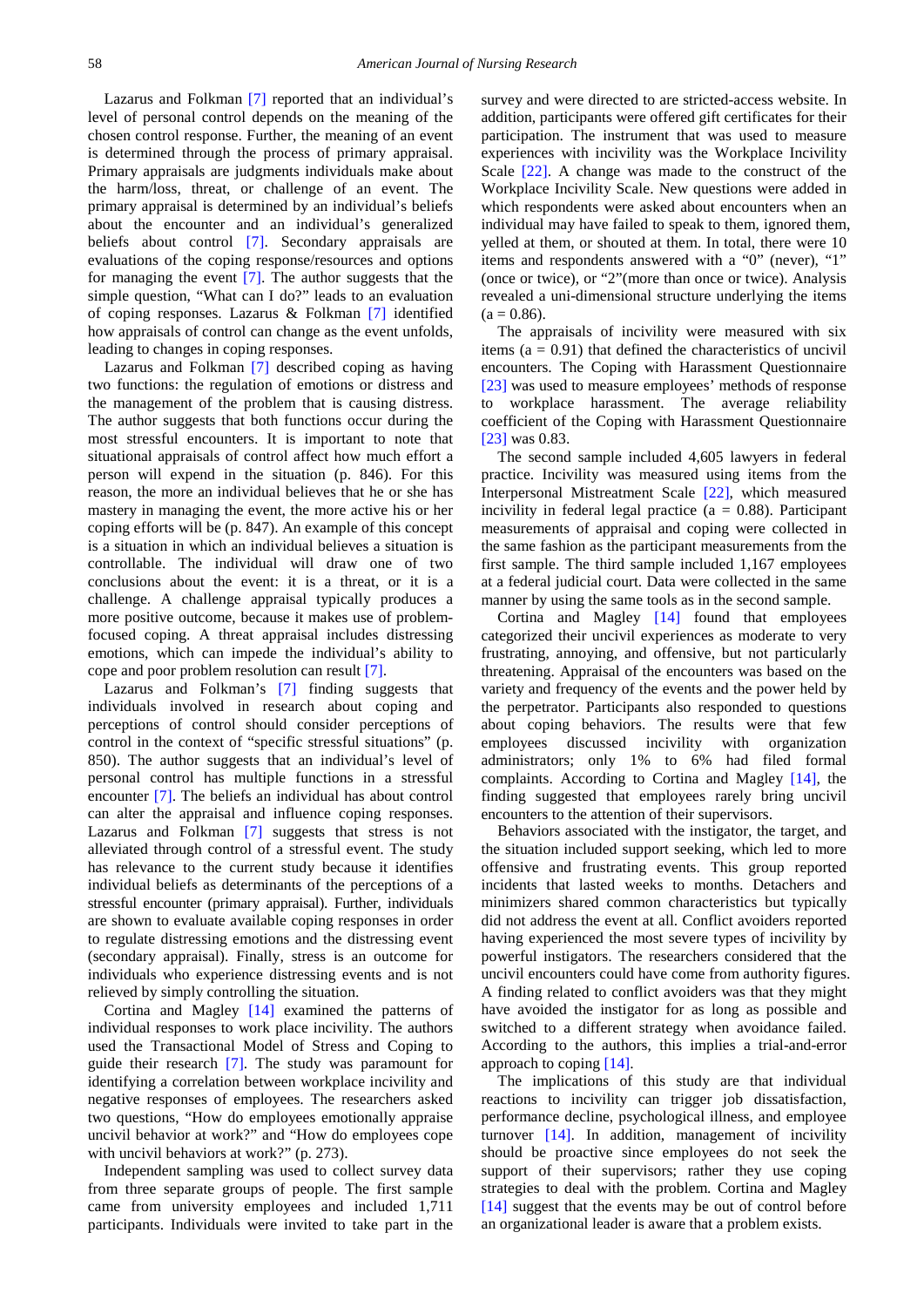Lazarus and Folkman [7] reported that an individual's level of personal control depends on the meaning of the chosen control response. Further, the meaning of an event is determined through the process of primary appraisal. Primary appraisals are judgments individuals make about the harm/loss, threat, or challenge of an event. The primary appraisal is determined by an individual's beliefs about the encounter and an individual's generalized beliefs about control [7]. Secondary appraisals are evaluations of the coping response/resources and options for managing the event [7]. The author suggests that the simple question, "What can I do?" leads to an evaluation of coping responses. Lazarus & Folkman [7] identified how appraisals of control can change as the event unfolds, leading to changes in coping responses.

Lazarus and Folkman [7] described coping as having two functions: the regulation of emotions or distress and the management of the problem that is causing distress. The author suggests that both functions occur during the most stressful encounters. It is important to note that situational appraisals of control affect how much effort a person will expend in the situation (p. 846). For this reason, the more an individual believes that he or she has mastery in managing the event, the more active his or her coping efforts will be (p. 847). An example of this concept is a situation in which an individual believes a situation is controllable. The individual will draw one of two conclusions about the event: it is a threat, or it is a challenge. A challenge appraisal typically produces a more positive outcome, because it makes use of problem-focused coping. A threat appraisal includes distressing emotions, which can impede the individual's ability to cope and poor problem resolution can result [7].

Lazarus and Folkman's [7] finding suggests that individuals involved in research about coping and perceptions of control should consider perceptions of control in the context of "specific stressful situations" (p. 850). The author suggests that an individual's level of personal control has multiple functions in a stressful encounter [7]. The beliefs an individual has about control can alter the appraisal and influence coping responses. Lazarus and Folkman [7] suggests that stress is not alleviated through control of a stressful event. The study has relevance to the current study because it identifies individual beliefs as determinants of the perceptions of a stressful encounter (primary appraisal). Further, individuals are shown to evaluate available coping responses in order to regulate distressing emotions and the distressing event (secondary appraisal). Finally, stress is an outcome for individuals who experience distressing events and is not relieved by simply controlling the situation.

Cortina and Magley [14] examined the patterns of individual responses to work place incivility. The authors used the Transactional Model of Stress and Coping to guide their research [7]. The study was paramount for identifying a correlation between workplace incivility and negative responses of employees. The researchers asked two questions, "How do employees emotionally appraise uncivil behavior at work?" and "How do employees cope with uncivil behaviors at work?" (p. 273).

Independent sampling was used to collect survey data from three separate groups of people. The first sample came from university employees and included 1,711 participants. Individuals were invited to take part in the survey and were directed to are stricted-access website. In addition, participants were offered gift certificates for their participation. The instrument that was used to measure experiences with incivility was the Workplace Incivility Scale [22]. A change was made to the construct of the Workplace Incivility Scale. New questions were added in which respondents were asked about encounters when an individual may have failed to speak to them, ignored them, yelled at them, or shouted at them. In total, there were 10 items and respondents answered with a "0" (never), "1" (once or twice), or "2"(more than once or twice). Analysis revealed a uni-dimensional structure underlying the items (a = 0.86).

The appraisals of incivility were measured with six items (a = 0.91) that defined the characteristics of uncivil encounters. The Coping with Harassment Questionnaire [23] was used to measure employees' methods of response to workplace harassment. The average reliability coefficient of the Coping with Harassment Questionnaire [23] was 0.83.

The second sample included 4,605 lawyers in federal practice. Incivility was measured using items from the Interpersonal Mistreatment Scale [22], which measured incivility in federal legal practice (a = 0.88). Participant measurements of appraisal and coping were collected in the same fashion as the participant measurements from the first sample. The third sample included 1,167 employees at a federal judicial court. Data were collected in the same manner by using the same tools as in the second sample.

Cortina and Magley [14] found that employees categorized their uncivil experiences as moderate to very frustrating, annoying, and offensive, but not particularly threatening. Appraisal of the encounters was based on the variety and frequency of the events and the power held by the perpetrator. Participants also responded to questions about coping behaviors. The results were that few employees discussed incivility with organization administrators; only 1% to 6% had filed formal complaints. According to Cortina and Magley [14], the finding suggested that employees rarely bring uncivil encounters to the attention of their supervisors.

Behaviors associated with the instigator, the target, and the situation included support seeking, which led to more offensive and frustrating events. This group reported incidents that lasted weeks to months. Detachers and minimizers shared common characteristics but typically did not address the event at all. Conflict avoiders reported having experienced the most severe types of incivility by powerful instigators. The researchers considered that the uncivil encounters could have come from authority figures. A finding related to conflict avoiders was that they might have avoided the instigator for as long as possible and switched to a different strategy when avoidance failed. According to the authors, this implies a trial-and-error approach to coping [14].

The implications of this study are that individual reactions to incivility can trigger job dissatisfaction, performance decline, psychological illness, and employee turnover [14]. In addition, management of incivility should be proactive since employees do not seek the support of their supervisors; rather they use coping strategies to deal with the problem. Cortina and Magley [14] suggest that the events may be out of control before an organizational leader is aware that a problem exists.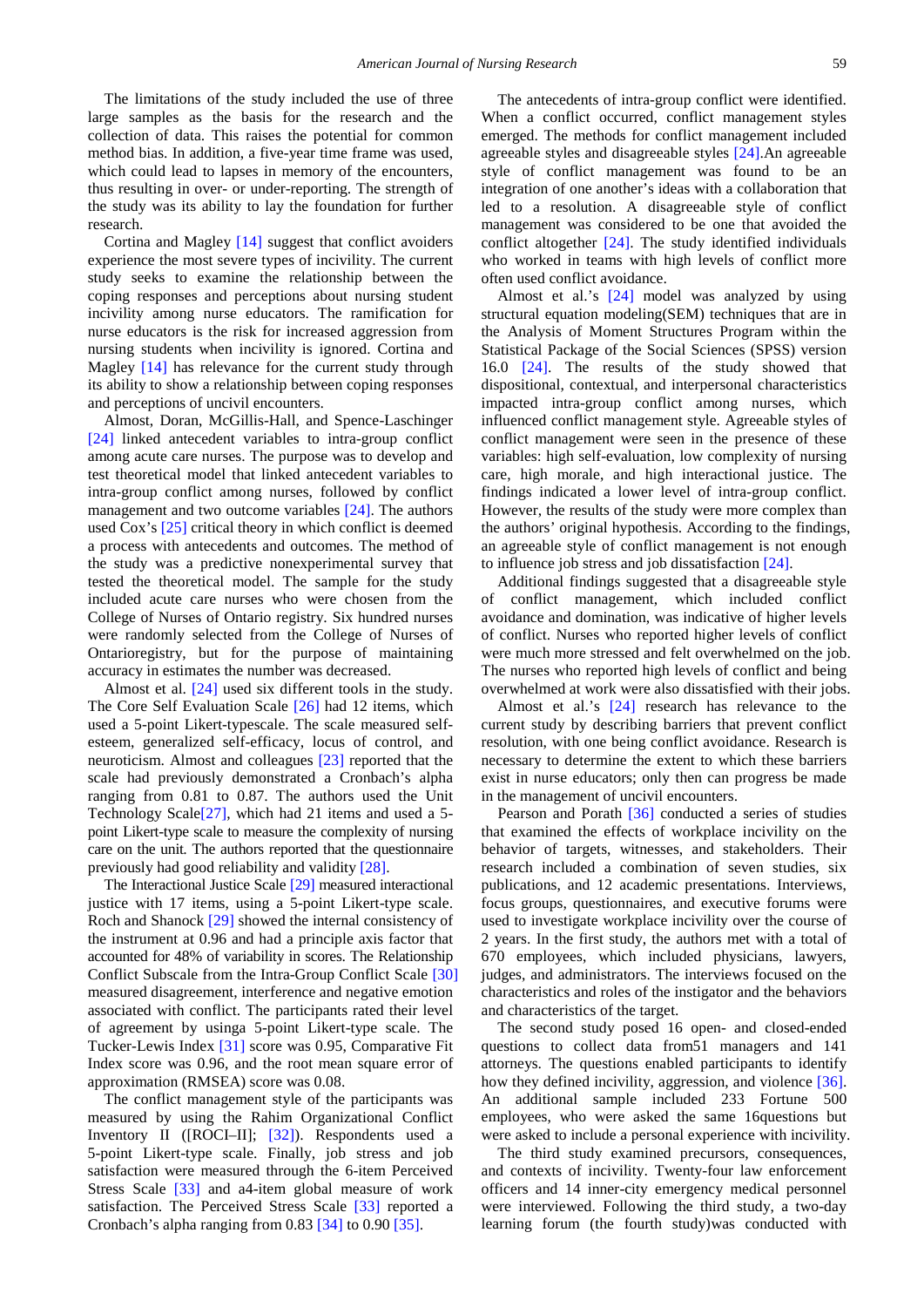The limitations of the study included the use of three large samples as the basis for the research and the collection of data. This raises the potential for common method bias. In addition, a five-year time frame was used, which could lead to lapses in memory of the encounters, thus resulting in over- or under-reporting. The strength of the study was its ability to lay the foundation for further research.

Cortina and Magley [14] suggest that conflict avoiders experience the most severe types of incivility. The current study seeks to examine the relationship between the coping responses and perceptions about nursing student incivility among nurse educators. The ramification for nurse educators is the risk for increased aggression from nursing students when incivility is ignored. Cortina and Magley [14] has relevance for the current study through its ability to show a relationship between coping responses and perceptions of uncivil encounters.

Almost, Doran, McGillis-Hall, and Spence-Laschinger [24] linked antecedent variables to intra-group conflict among acute care nurses. The purpose was to develop and test theoretical model that linked antecedent variables to intra-group conflict among nurses, followed by conflict management and two outcome variables [24]. The authors used Cox's [25] critical theory in which conflict is deemed a process with antecedents and outcomes. The method of the study was a predictive nonexperimental survey that tested the theoretical model. The sample for the study included acute care nurses who were chosen from the College of Nurses of Ontario registry. Six hundred nurses were randomly selected from the College of Nurses of Ontarioregistry, but for the purpose of maintaining accuracy in estimates the number was decreased.

Almost et al. [24] used six different tools in the study. The Core Self Evaluation Scale [26] had 12 items, which used a 5-point Likert-typescale. The scale measured self-esteem, generalized self-efficacy, locus of control, and neuroticism. Almost and colleagues [23] reported that the scale had previously demonstrated a Cronbach's alpha ranging from 0.81 to 0.87. The authors used the Unit Technology Scale[27], which had 21 items and used a 5-point Likert-type scale to measure the complexity of nursing care on the unit. The authors reported that the questionnaire previously had good reliability and validity [28].

The Interactional Justice Scale [29] measured interactional justice with 17 items, using a 5-point Likert-type scale. Roch and Shanock [29] showed the internal consistency of the instrument at 0.96 and had a principle axis factor that accounted for 48% of variability in scores. The Relationship Conflict Subscale from the Intra-Group Conflict Scale [30] measured disagreement, interference and negative emotion associated with conflict. The participants rated their level of agreement by usinga 5-point Likert-type scale. The Tucker-Lewis Index [31] score was 0.95, Comparative Fit Index score was 0.96, and the root mean square error of approximation (RMSEA) score was 0.08.

The conflict management style of the participants was measured by using the Rahim Organizational Conflict Inventory II ([ROCI–II]; [32]). Respondents used a 5-point Likert-type scale. Finally, job stress and job satisfaction were measured through the 6-item Perceived Stress Scale [33] and a4-item global measure of work satisfaction. The Perceived Stress Scale [33] reported a Cronbach's alpha ranging from 0.83 [34] to 0.90 [35].

The antecedents of intra-group conflict were identified. When a conflict occurred, conflict management styles emerged. The methods for conflict management included agreeable styles and disagreeable styles [24].An agreeable style of conflict management was found to be an integration of one another's ideas with a collaboration that led to a resolution. A disagreeable style of conflict management was considered to be one that avoided the conflict altogether [24]. The study identified individuals who worked in teams with high levels of conflict more often used conflict avoidance.

Almost et al.'s [24] model was analyzed by using structural equation modeling(SEM) techniques that are in the Analysis of Moment Structures Program within the Statistical Package of the Social Sciences (SPSS) version 16.0 [24]. The results of the study showed that dispositional, contextual, and interpersonal characteristics impacted intra-group conflict among nurses, which influenced conflict management style. Agreeable styles of conflict management were seen in the presence of these variables: high self-evaluation, low complexity of nursing care, high morale, and high interactional justice. The findings indicated a lower level of intra-group conflict. However, the results of the study were more complex than the authors' original hypothesis. According to the findings, an agreeable style of conflict management is not enough to influence job stress and job dissatisfaction [24].

Additional findings suggested that a disagreeable style of conflict management, which included conflict avoidance and domination, was indicative of higher levels of conflict. Nurses who reported higher levels of conflict were much more stressed and felt overwhelmed on the job. The nurses who reported high levels of conflict and being overwhelmed at work were also dissatisfied with their jobs.

Almost et al.'s [24] research has relevance to the current study by describing barriers that prevent conflict resolution, with one being conflict avoidance. Research is necessary to determine the extent to which these barriers exist in nurse educators; only then can progress be made in the management of uncivil encounters.

Pearson and Porath [36] conducted a series of studies that examined the effects of workplace incivility on the behavior of targets, witnesses, and stakeholders. Their research included a combination of seven studies, six publications, and 12 academic presentations. Interviews, focus groups, questionnaires, and executive forums were used to investigate workplace incivility over the course of 2 years. In the first study, the authors met with a total of 670 employees, which included physicians, lawyers, judges, and administrators. The interviews focused on the characteristics and roles of the instigator and the behaviors and characteristics of the target.

The second study posed 16 open- and closed-ended questions to collect data from51 managers and 141 attorneys. The questions enabled participants to identify how they defined incivility, aggression, and violence [36]. An additional sample included 233 Fortune 500 employees, who were asked the same 16questions but were asked to include a personal experience with incivility.

The third study examined precursors, consequences, and contexts of incivility. Twenty-four law enforcement officers and 14 inner-city emergency medical personnel were interviewed. Following the third study, a two-day learning forum (the fourth study)was conducted with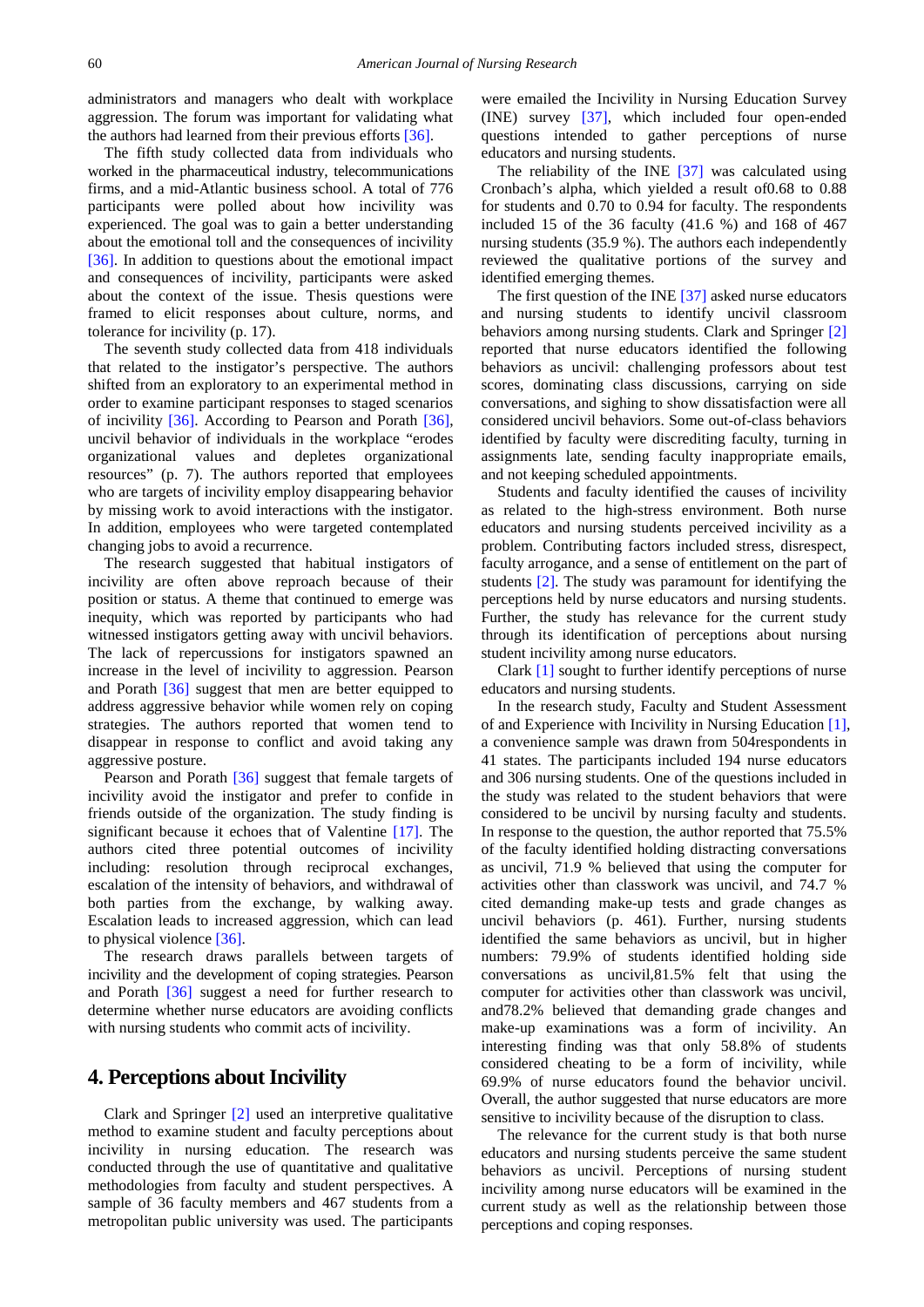administrators and managers who dealt with workplace aggression. The forum was important for validating what the authors had learned from their previous efforts [36].

The fifth study collected data from individuals who worked in the pharmaceutical industry, telecommunications firms, and a mid-Atlantic business school. A total of 776 participants were polled about how incivility was experienced. The goal was to gain a better understanding about the emotional toll and the consequences of incivility [36]. In addition to questions about the emotional impact and consequences of incivility, participants were asked about the context of the issue. Thesis questions were framed to elicit responses about culture, norms, and tolerance for incivility (p. 17).

The seventh study collected data from 418 individuals that related to the instigator's perspective. The authors shifted from an exploratory to an experimental method in order to examine participant responses to staged scenarios of incivility [36]. According to Pearson and Porath [36], uncivil behavior of individuals in the workplace "erodes organizational values and depletes organizational resources" (p. 7). The authors reported that employees who are targets of incivility employ disappearing behavior by missing work to avoid interactions with the instigator. In addition, employees who were targeted contemplated changing jobs to avoid a recurrence.

The research suggested that habitual instigators of incivility are often above reproach because of their position or status. A theme that continued to emerge was inequity, which was reported by participants who had witnessed instigators getting away with uncivil behaviors. The lack of repercussions for instigators spawned an increase in the level of incivility to aggression. Pearson and Porath [36] suggest that men are better equipped to address aggressive behavior while women rely on coping strategies. The authors reported that women tend to disappear in response to conflict and avoid taking any aggressive posture.

Pearson and Porath [36] suggest that female targets of incivility avoid the instigator and prefer to confide in friends outside of the organization. The study finding is significant because it echoes that of Valentine [17]. The authors cited three potential outcomes of incivility including: resolution through reciprocal exchanges, escalation of the intensity of behaviors, and withdrawal of both parties from the exchange, by walking away. Escalation leads to increased aggression, which can lead to physical violence [36].

The research draws parallels between targets of incivility and the development of coping strategies. Pearson and Porath [36] suggest a need for further research to determine whether nurse educators are avoiding conflicts with nursing students who commit acts of incivility.

## 4. Perceptions about Incivility

Clark and Springer [2] used an interpretive qualitative method to examine student and faculty perceptions about incivility in nursing education. The research was conducted through the use of quantitative and qualitative methodologies from faculty and student perspectives. A sample of 36 faculty members and 467 students from a metropolitan public university was used. The participants were emailed the Incivility in Nursing Education Survey (INE) survey [37], which included four open-ended questions intended to gather perceptions of nurse educators and nursing students.

The reliability of the INE [37] was calculated using Cronbach's alpha, which yielded a result of0.68 to 0.88 for students and 0.70 to 0.94 for faculty. The respondents included 15 of the 36 faculty (41.6 %) and 168 of 467 nursing students (35.9 %). The authors each independently reviewed the qualitative portions of the survey and identified emerging themes.

The first question of the INE [37] asked nurse educators and nursing students to identify uncivil classroom behaviors among nursing students. Clark and Springer [2] reported that nurse educators identified the following behaviors as uncivil: challenging professors about test scores, dominating class discussions, carrying on side conversations, and sighing to show dissatisfaction were all considered uncivil behaviors. Some out-of-class behaviors identified by faculty were discrediting faculty, turning in assignments late, sending faculty inappropriate emails, and not keeping scheduled appointments.

Students and faculty identified the causes of incivility as related to the high-stress environment. Both nurse educators and nursing students perceived incivility as a problem. Contributing factors included stress, disrespect, faculty arrogance, and a sense of entitlement on the part of students [2]. The study was paramount for identifying the perceptions held by nurse educators and nursing students. Further, the study has relevance for the current study through its identification of perceptions about nursing student incivility among nurse educators.

Clark [1] sought to further identify perceptions of nurse educators and nursing students.

In the research study, Faculty and Student Assessment of and Experience with Incivility in Nursing Education [1], a convenience sample was drawn from 504respondents in 41 states. The participants included 194 nurse educators and 306 nursing students. One of the questions included in the study was related to the student behaviors that were considered to be uncivil by nursing faculty and students. In response to the question, the author reported that 75.5% of the faculty identified holding distracting conversations as uncivil, 71.9 % believed that using the computer for activities other than classwork was uncivil, and 74.7 % cited demanding make-up tests and grade changes as uncivil behaviors (p. 461). Further, nursing students identified the same behaviors as uncivil, but in higher numbers: 79.9% of students identified holding side conversations as uncivil,81.5% felt that using the computer for activities other than classwork was uncivil, and78.2% believed that demanding grade changes and make-up examinations was a form of incivility. An interesting finding was that only 58.8% of students considered cheating to be a form of incivility, while 69.9% of nurse educators found the behavior uncivil. Overall, the author suggested that nurse educators are more sensitive to incivility because of the disruption to class.

The relevance for the current study is that both nurse educators and nursing students perceive the same student behaviors as uncivil. Perceptions of nursing student incivility among nurse educators will be examined in the current study as well as the relationship between those perceptions and coping responses.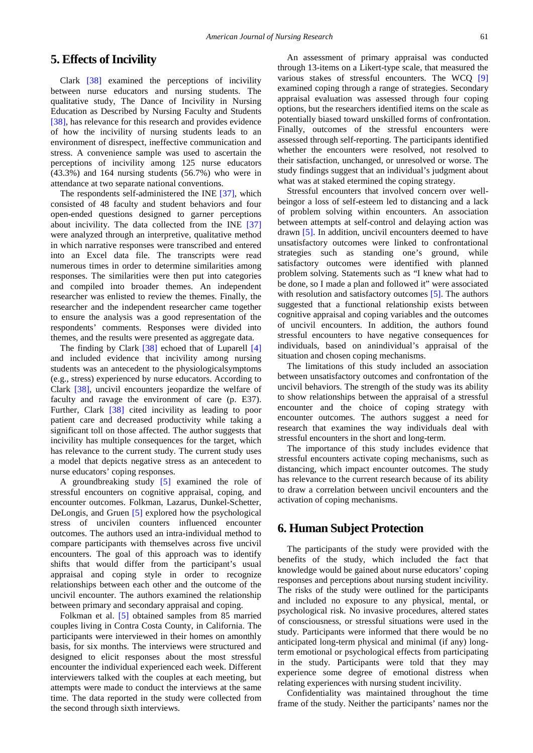## 5. Effects of Incivility

Clark [38] examined the perceptions of incivility between nurse educators and nursing students. The qualitative study, The Dance of Incivility in Nursing Education as Described by Nursing Faculty and Students [38], has relevance for this research and provides evidence of how the incivility of nursing students leads to an environment of disrespect, ineffective communication and stress. A convenience sample was used to ascertain the perceptions of incivility among 125 nurse educators (43.3%) and 164 nursing students (56.7%) who were in attendance at two separate national conventions.

The respondents self-administered the INE [37], which consisted of 48 faculty and student behaviors and four open-ended questions designed to garner perceptions about incivility. The data collected from the INE [37] were analyzed through an interpretive, qualitative method in which narrative responses were transcribed and entered into an Excel data file. The transcripts were read numerous times in order to determine similarities among responses. The similarities were then put into categories and compiled into broader themes. An independent researcher was enlisted to review the themes. Finally, the researcher and the independent researcher came together to ensure the analysis was a good representation of the respondents' comments. Responses were divided into themes, and the results were presented as aggregate data.

The finding by Clark [38] echoed that of Luparell [4] and included evidence that incivility among nursing students was an antecedent to the physiologicalsymptoms (e.g., stress) experienced by nurse educators. According to Clark [38], uncivil encounters jeopardize the welfare of faculty and ravage the environment of care (p. E37). Further, Clark [38] cited incivility as leading to poor patient care and decreased productivity while taking a significant toll on those affected. The author suggests that incivility has multiple consequences for the target, which has relevance to the current study. The current study uses a model that depicts negative stress as an antecedent to nurse educators' coping responses.

A groundbreaking study [5] examined the role of stressful encounters on cognitive appraisal, coping, and encounter outcomes. Folkman, Lazarus, Dunkel-Schetter, DeLongis, and Gruen [5] explored how the psychological stress of uncivilen counters influenced encounter outcomes. The authors used an intra-individual method to compare participants with themselves across five uncivil encounters. The goal of this approach was to identify shifts that would differ from the participant's usual appraisal and coping style in order to recognize relationships between each other and the outcome of the uncivil encounter. The authors examined the relationship between primary and secondary appraisal and coping.

Folkman et al. [5] obtained samples from 85 married couples living in Contra Costa County, in California. The participants were interviewed in their homes on amonthly basis, for six months. The interviews were structured and designed to elicit responses about the most stressful encounter the individual experienced each week. Different interviewers talked with the couples at each meeting, but attempts were made to conduct the interviews at the same time. The data reported in the study were collected from the second through sixth interviews.

An assessment of primary appraisal was conducted through 13-items on a Likert-type scale, that measured the various stakes of stressful encounters. The WCQ [9] examined coping through a range of strategies. Secondary appraisal evaluation was assessed through four coping options, but the researchers identified items on the scale as potentially biased toward unskilled forms of confrontation. Finally, outcomes of the stressful encounters were assessed through self-reporting. The participants identified whether the encounters were resolved, not resolved to their satisfaction, unchanged, or unresolved or worse. The study findings suggest that an individual's judgment about what was at staked etermined the coping strategy.

Stressful encounters that involved concern over well-beingor a loss of self-esteem led to distancing and a lack of problem solving within encounters. An association between attempts at self-control and delaying action was drawn [5]. In addition, uncivil encounters deemed to have unsatisfactory outcomes were linked to confrontational strategies such as standing one's ground, while satisfactory outcomes were identified with planned problem solving. Statements such as "I knew what had to be done, so I made a plan and followed it" were associated with resolution and satisfactory outcomes [5]. The authors suggested that a functional relationship exists between cognitive appraisal and coping variables and the outcomes of uncivil encounters. In addition, the authors found stressful encounters to have negative consequences for individuals, based on anindividual's appraisal of the situation and chosen coping mechanisms.

The limitations of this study included an association between unsatisfactory outcomes and confrontation of the uncivil behaviors. The strength of the study was its ability to show relationships between the appraisal of a stressful encounter and the choice of coping strategy with encounter outcomes. The authors suggest a need for research that examines the way individuals deal with stressful encounters in the short and long-term.

The importance of this study includes evidence that stressful encounters activate coping mechanisms, such as distancing, which impact encounter outcomes. The study has relevance to the current research because of its ability to draw a correlation between uncivil encounters and the activation of coping mechanisms.

## 6. Human Subject Protection

The participants of the study were provided with the benefits of the study, which included the fact that knowledge would be gained about nurse educators' coping responses and perceptions about nursing student incivility. The risks of the study were outlined for the participants and included no exposure to any physical, mental, or psychological risk. No invasive procedures, altered states of consciousness, or stressful situations were used in the study. Participants were informed that there would be no anticipated long-term physical and minimal (if any) long-term emotional or psychological effects from participating in the study. Participants were told that they may experience some degree of emotional distress when relating experiences with nursing student incivility.

Confidentiality was maintained throughout the time frame of the study. Neither the participants' names nor the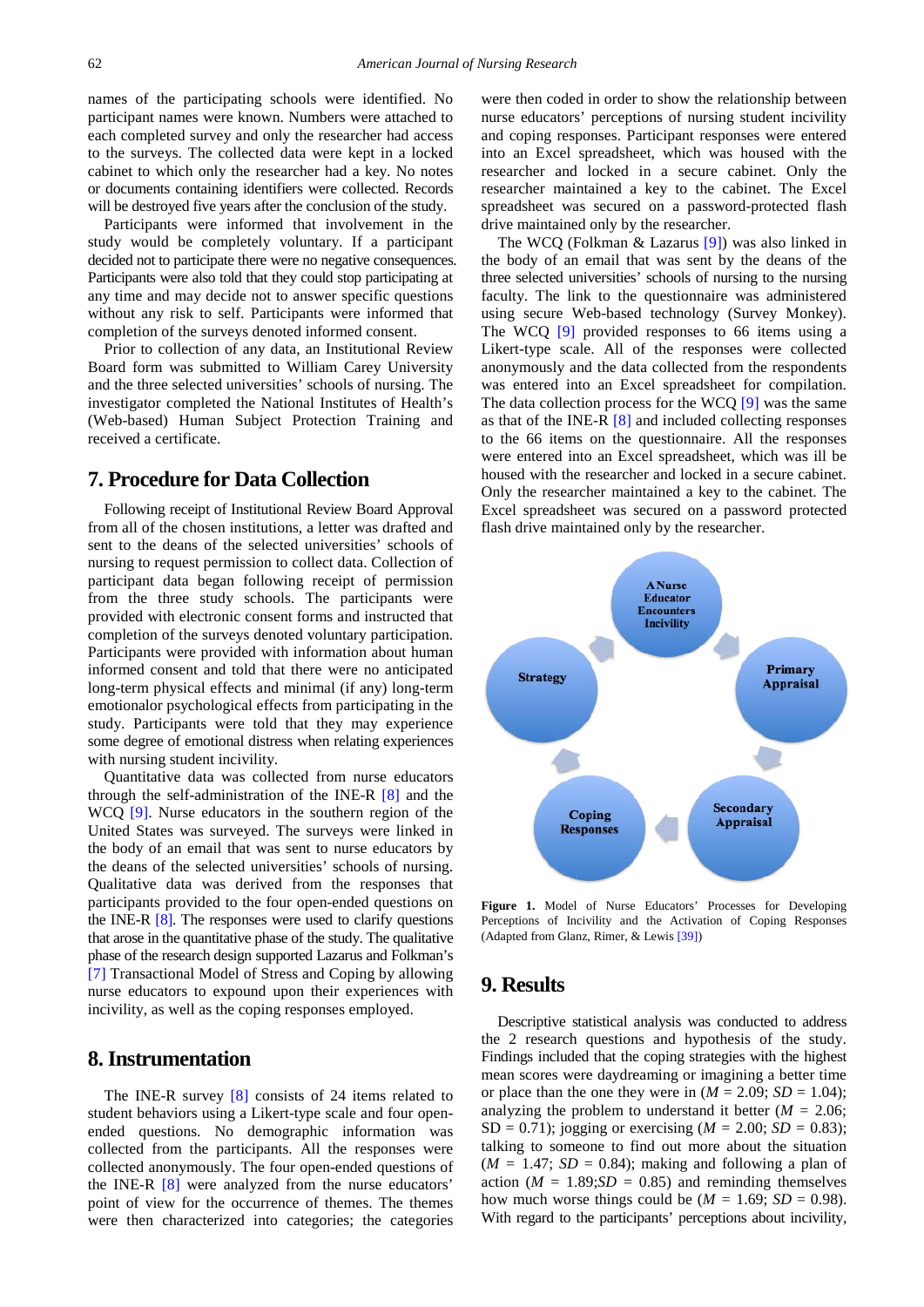names of the participating schools were identified. No participant names were known. Numbers were attached to each completed survey and only the researcher had access to the surveys. The collected data were kept in a locked cabinet to which only the researcher had a key. No notes or documents containing identifiers were collected. Records will be destroyed five years after the conclusion of the study.

Participants were informed that involvement in the study would be completely voluntary. If a participant decided not to participate there were no negative consequences. Participants were also told that they could stop participating at any time and may decide not to answer specific questions without any risk to self. Participants were informed that completion of the surveys denoted informed consent.

Prior to collection of any data, an Institutional Review Board form was submitted to William Carey University and the three selected universities' schools of nursing. The investigator completed the National Institutes of Health's (Web-based) Human Subject Protection Training and received a certificate.

## 7. Procedure for Data Collection

Following receipt of Institutional Review Board Approval from all of the chosen institutions, a letter was drafted and sent to the deans of the selected universities' schools of nursing to request permission to collect data. Collection of participant data began following receipt of permission from the three study schools. The participants were provided with electronic consent forms and instructed that completion of the surveys denoted voluntary participation. Participants were provided with information about human informed consent and told that there were no anticipated long-term physical effects and minimal (if any) long-term emotionalor psychological effects from participating in the study. Participants were told that they may experience some degree of emotional distress when relating experiences with nursing student incivility.

Quantitative data was collected from nurse educators through the self-administration of the INE-R [8] and the WCQ [9]. Nurse educators in the southern region of the United States was surveyed. The surveys were linked in the body of an email that was sent to nurse educators by the deans of the selected universities' schools of nursing. Qualitative data was derived from the responses that participants provided to the four open-ended questions on the INE-R [8]. The responses were used to clarify questions that arose in the quantitative phase of the study. The qualitative phase of the research design supported Lazarus and Folkman's [7] Transactional Model of Stress and Coping by allowing nurse educators to expound upon their experiences with incivility, as well as the coping responses employed.

## 8. Instrumentation

The INE-R survey [8] consists of 24 items related to student behaviors using a Likert-type scale and four open-ended questions. No demographic information was collected from the participants. All the responses were collected anonymously. The four open-ended questions of the INE-R [8] were analyzed from the nurse educators' point of view for the occurrence of themes. The themes were then characterized into categories; the categories were then coded in order to show the relationship between nurse educators' perceptions of nursing student incivility and coping responses. Participant responses were entered into an Excel spreadsheet, which was housed with the researcher and locked in a secure cabinet. Only the researcher maintained a key to the cabinet. The Excel spreadsheet was secured on a password-protected flash drive maintained only by the researcher.

The WCQ (Folkman & Lazarus [9]) was also linked in the body of an email that was sent by the deans of the three selected universities' schools of nursing to the nursing faculty. The link to the questionnaire was administered using secure Web-based technology (Survey Monkey). The WCQ [9] provided responses to 66 items using a Likert-type scale. All of the responses were collected anonymously and the data collected from the respondents was entered into an Excel spreadsheet for compilation. The data collection process for the WCQ [9] was the same as that of the INE-R [8] and included collecting responses to the 66 items on the questionnaire. All the responses were entered into an Excel spreadsheet, which was ill be housed with the researcher and locked in a secure cabinet. Only the researcher maintained a key to the cabinet. The Excel spreadsheet was secured on a password protected flash drive maintained only by the researcher.

**Figure 1.** Model of Nurse Educators' Processes for Developing Perceptions of Incivility and the Activation of Coping Responses (Adapted from Glanz, Rimer, & Lewis [39])

## 9. Results

Descriptive statistical analysis was conducted to address the 2 research questions and hypothesis of the study. Findings included that the coping strategies with the highest mean scores were daydreaming or imagining a better time or place than the one they were in ($M$ = 2.09; $SD$ = 1.04); analyzing the problem to understand it better ($M$ = 2.06; SD = 0.71); jogging or exercising ($M$ = 2.00; $SD$ = 0.83); talking to someone to find out more about the situation ($M$ = 1.47; $SD$ = 0.84); making and following a plan of action ($M$ = 1.89;$SD$ = 0.85) and reminding themselves how much worse things could be ($M$ = 1.69; $SD$ = 0.98). With regard to the participants' perceptions about incivility,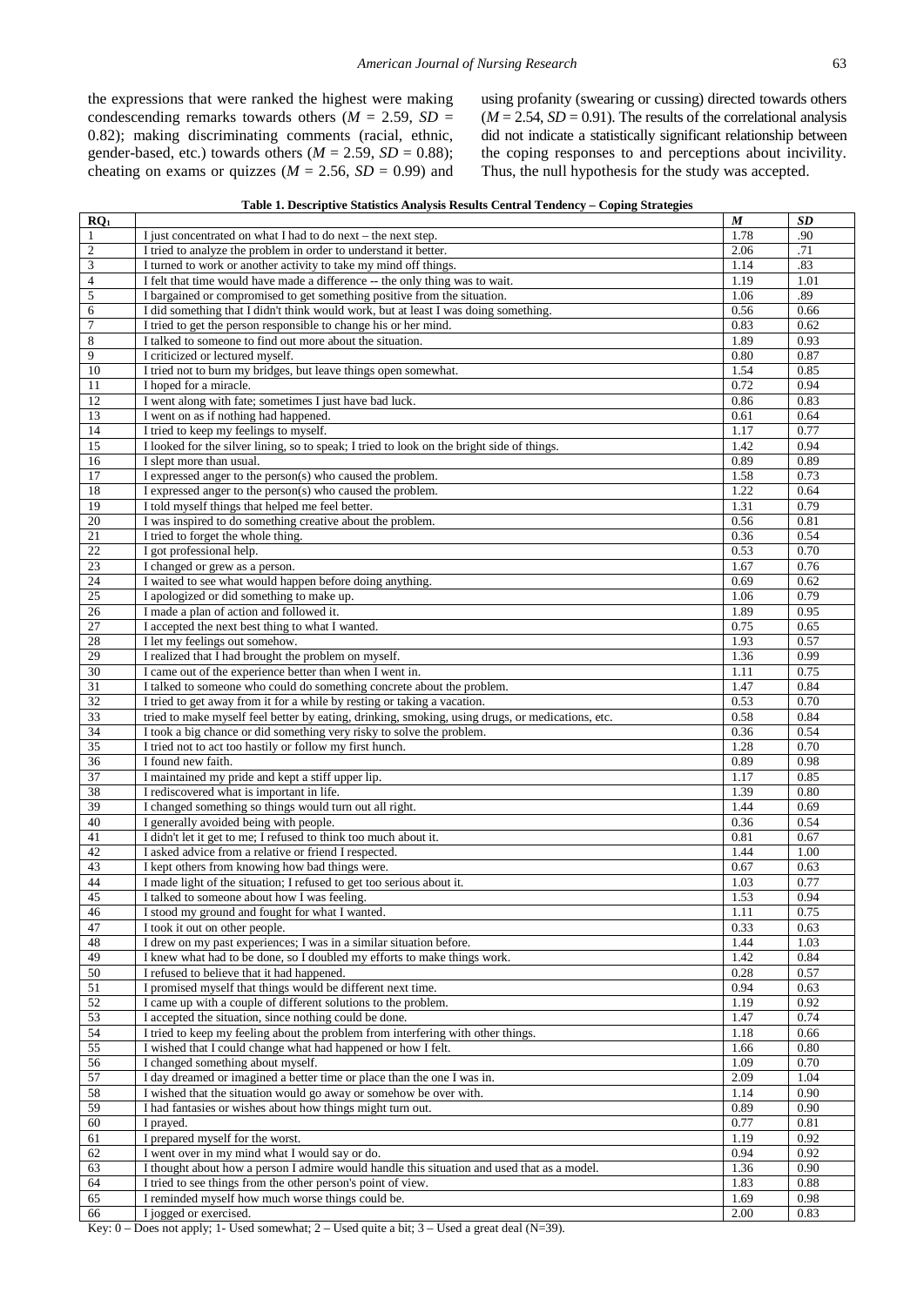the expressions that were ranked the highest were making condescending remarks towards others ($M$ = 2.59, $SD$ = 0.82); making discriminating comments (racial, ethnic, gender-based, etc.) towards others ($M$ = 2.59, $SD$ = 0.88); cheating on exams or quizzes ($M$ = 2.56, $SD$ = 0.99) and using profanity (swearing or cussing) directed towards others ($M$ = 2.54, $SD$ = 0.91). The results of the correlational analysis did not indicate a statistically significant relationship between the coping responses to and perceptions about incivility. Thus, the null hypothesis for the study was accepted.

**Table 1. Descriptive Statistics Analysis Results Central Tendency – Coping Strategies**

| $RQ_1$ | | $M$ | $SD$ |
|---|---|---|---|
| 1 | I just concentrated on what I had to do next – the next step. | 1.78 | .90 |
| 2 | I tried to analyze the problem in order to understand it better. | 2.06 | .71 |
| 3 | I turned to work or another activity to take my mind off things. | 1.14 | .83 |
| 4 | I felt that time would have made a difference -- the only thing was to wait. | 1.19 | 1.01 |
| 5 | I bargained or compromised to get something positive from the situation. | 1.06 | .89 |
| 6 | I did something that I didn't think would work, but at least I was doing something. | 0.56 | 0.66 |
| 7 | I tried to get the person responsible to change his or her mind. | 0.83 | 0.62 |
| 8 | I talked to someone to find out more about the situation. | 1.89 | 0.93 |
| 9 | I criticized or lectured myself. | 0.80 | 0.87 |
| 10 | I tried not to burn my bridges, but leave things open somewhat. | 1.54 | 0.85 |
| 11 | I hoped for a miracle. | 0.72 | 0.94 |
| 12 | I went along with fate; sometimes I just have bad luck. | 0.86 | 0.83 |
| 13 | I went on as if nothing had happened. | 0.61 | 0.64 |
| 14 | I tried to keep my feelings to myself. | 1.17 | 0.77 |
| 15 | I looked for the silver lining, so to speak; I tried to look on the bright side of things. | 1.42 | 0.94 |
| 16 | I slept more than usual. | 0.89 | 0.89 |
| 17 | I expressed anger to the person(s) who caused the problem. | 1.58 | 0.73 |
| 18 | I expressed anger to the person(s) who caused the problem. | 1.22 | 0.64 |
| 19 | I told myself things that helped me feel better. | 1.31 | 0.79 |
| 20 | I was inspired to do something creative about the problem. | 0.56 | 0.81 |
| 21 | I tried to forget the whole thing. | 0.36 | 0.54 |
| 22 | I got professional help. | 0.53 | 0.70 |
| 23 | I changed or grew as a person. | 1.67 | 0.76 |
| 24 | I waited to see what would happen before doing anything. | 0.69 | 0.62 |
| 25 | I apologized or did something to make up. | 1.06 | 0.79 |
| 26 | I made a plan of action and followed it. | 1.89 | 0.95 |
| 27 | I accepted the next best thing to what I wanted. | 0.75 | 0.65 |
| 28 | I let my feelings out somehow. | 1.93 | 0.57 |
| 29 | I realized that I had brought the problem on myself. | 1.36 | 0.99 |
| 30 | I came out of the experience better than when I went in. | 1.11 | 0.75 |
| 31 | I talked to someone who could do something concrete about the problem. | 1.47 | 0.84 |
| 32 | I tried to get away from it for a while by resting or taking a vacation. | 0.53 | 0.70 |
| 33 | tried to make myself feel better by eating, drinking, smoking, using drugs, or medications, etc. | 0.58 | 0.84 |
| 34 | I took a big chance or did something very risky to solve the problem. | 0.36 | 0.54 |
| 35 | I tried not to act too hastily or follow my first hunch. | 1.28 | 0.70 |
| 36 | I found new faith. | 0.89 | 0.98 |
| 37 | I maintained my pride and kept a stiff upper lip. | 1.17 | 0.85 |
| 38 | I rediscovered what is important in life. | 1.39 | 0.80 |
| 39 | I changed something so things would turn out all right. | 1.44 | 0.69 |
| 40 | I generally avoided being with people. | 0.36 | 0.54 |
| 41 | I didn't let it get to me; I refused to think too much about it. | 0.81 | 0.67 |
| 42 | I asked advice from a relative or friend I respected. | 1.44 | 1.00 |
| 43 | I kept others from knowing how bad things were. | 0.67 | 0.63 |
| 44 | I made light of the situation; I refused to get too serious about it. | 1.03 | 0.77 |
| 45 | I talked to someone about how I was feeling. | 1.53 | 0.94 |
| 46 | I stood my ground and fought for what I wanted. | 1.11 | 0.75 |
| 47 | I took it out on other people. | 0.33 | 0.63 |
| 48 | I drew on my past experiences; I was in a similar situation before. | 1.44 | 1.03 |
| 49 | I knew what had to be done, so I doubled my efforts to make things work. | 1.42 | 0.84 |
| 50 | I refused to believe that it had happened. | 0.28 | 0.57 |
| 51 | I promised myself that things would be different next time. | 0.94 | 0.63 |
| 52 | I came up with a couple of different solutions to the problem. | 1.19 | 0.92 |
| 53 | I accepted the situation, since nothing could be done. | 1.47 | 0.74 |
| 54 | I tried to keep my feeling about the problem from interfering with other things. | 1.18 | 0.66 |
| 55 | I wished that I could change what had happened or how I felt. | 1.66 | 0.80 |
| 56 | I changed something about myself. | 1.09 | 0.70 |
| 57 | I day dreamed or imagined a better time or place than the one I was in. | 2.09 | 1.04 |
| 58 | I wished that the situation would go away or somehow be over with. | 1.14 | 0.90 |
| 59 | I had fantasies or wishes about how things might turn out. | 0.89 | 0.90 |
| 60 | I prayed. | 0.77 | 0.81 |
| 61 | I prepared myself for the worst. | 1.19 | 0.92 |
| 62 | I went over in my mind what I would say or do. | 0.94 | 0.92 |
| 63 | I thought about how a person I admire would handle this situation and used that as a model. | 1.36 | 0.90 |
| 64 | I tried to see things from the other person's point of view. | 1.83 | 0.88 |
| 65 | I reminded myself how much worse things could be. | 1.69 | 0.98 |
| 66 | I jogged or exercised. | 2.00 | 0.83 |

Key: 0 – Does not apply; 1- Used somewhat; 2 – Used quite a bit; 3 – Used a great deal (N=39).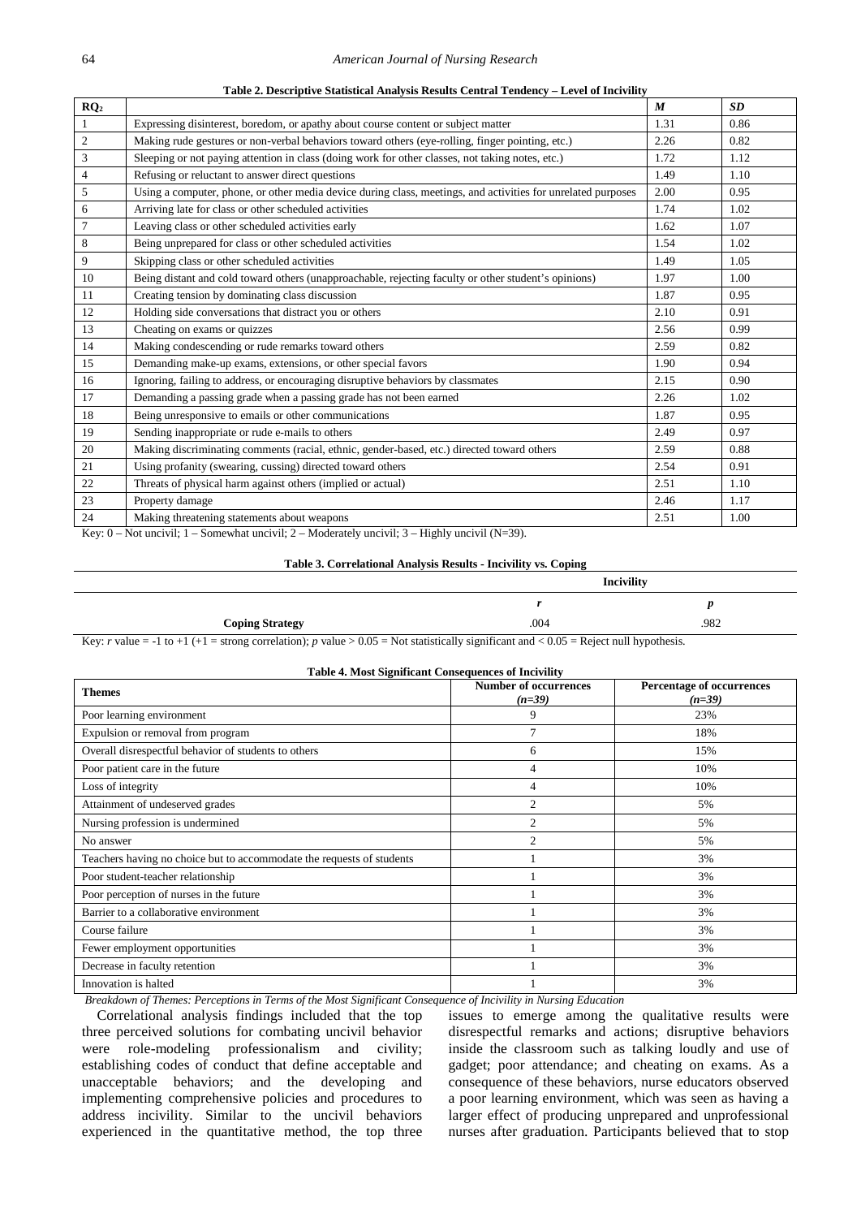**Table 2. Descriptive Statistical Analysis Results Central Tendency – Level of Incivility**

| $RQ_2$ | | *M* | *SD* |
|---|---|---|---|
| 1 | Expressing disinterest, boredom, or apathy about course content or subject matter | 1.31 | 0.86 |
| 2 | Making rude gestures or non-verbal behaviors toward others (eye-rolling, finger pointing, etc.) | 2.26 | 0.82 |
| 3 | Sleeping or not paying attention in class (doing work for other classes, not taking notes, etc.) | 1.72 | 1.12 |
| 4 | Refusing or reluctant to answer direct questions | 1.49 | 1.10 |
| 5 | Using a computer, phone, or other media device during class, meetings, and activities for unrelated purposes | 2.00 | 0.95 |
| 6 | Arriving late for class or other scheduled activities | 1.74 | 1.02 |
| 7 | Leaving class or other scheduled activities early | 1.62 | 1.07 |
| 8 | Being unprepared for class or other scheduled activities | 1.54 | 1.02 |
| 9 | Skipping class or other scheduled activities | 1.49 | 1.05 |
| 10 | Being distant and cold toward others (unapproachable, rejecting faculty or other student's opinions) | 1.97 | 1.00 |
| 11 | Creating tension by dominating class discussion | 1.87 | 0.95 |
| 12 | Holding side conversations that distract you or others | 2.10 | 0.91 |
| 13 | Cheating on exams or quizzes | 2.56 | 0.99 |
| 14 | Making condescending or rude remarks toward others | 2.59 | 0.82 |
| 15 | Demanding make-up exams, extensions, or other special favors | 1.90 | 0.94 |
| 16 | Ignoring, failing to address, or encouraging disruptive behaviors by classmates | 2.15 | 0.90 |
| 17 | Demanding a passing grade when a passing grade has not been earned | 2.26 | 1.02 |
| 18 | Being unresponsive to emails or other communications | 1.87 | 0.95 |
| 19 | Sending inappropriate or rude e-mails to others | 2.49 | 0.97 |
| 20 | Making discriminating comments (racial, ethnic, gender-based, etc.) directed toward others | 2.59 | 0.88 |
| 21 | Using profanity (swearing, cussing) directed toward others | 2.54 | 0.91 |
| 22 | Threats of physical harm against others (implied or actual) | 2.51 | 1.10 |
| 23 | Property damage | 2.46 | 1.17 |
| 24 | Making threatening statements about weapons | 2.51 | 1.00 |

Key: 0 – Not uncivil; 1 – Somewhat uncivil; 2 – Moderately uncivil; 3 – Highly uncivil (N=39).

**Table 3. Correlational Analysis Results - Incivility vs. Coping**

| | Incivility | |
|---|---|---|
| | *r* | *p* |
| **Coping Strategy** | .004 | .982 |

Key: *r* value = -1 to +1 (+1 = strong correlation); *p* value > 0.05 = Not statistically significant and < 0.05 = Reject null hypothesis.

**Table 4. Most Significant Consequences of Incivility**

| Themes | Number of occurrences (*n=39*) | Percentage of occurrences (*n=39*) |
|---|---|---|
| Poor learning environment | 9 | 23% |
| Expulsion or removal from program | 7 | 18% |
| Overall disrespectful behavior of students to others | 6 | 15% |
| Poor patient care in the future | 4 | 10% |
| Loss of integrity | 4 | 10% |
| Attainment of undeserved grades | 2 | 5% |
| Nursing profession is undermined | 2 | 5% |
| No answer | 2 | 5% |
| Teachers having no choice but to accommodate the requests of students | 1 | 3% |
| Poor student-teacher relationship | 1 | 3% |
| Poor perception of nurses in the future | 1 | 3% |
| Barrier to a collaborative environment | 1 | 3% |
| Course failure | 1 | 3% |
| Fewer employment opportunities | 1 | 3% |
| Decrease in faculty retention | 1 | 3% |
| Innovation is halted | 1 | 3% |

*Breakdown of Themes: Perceptions in Terms of the Most Significant Consequence of Incivility in Nursing Education*

Correlational analysis findings included that the top three perceived solutions for combating uncivil behavior were role-modeling professionalism and civility; establishing codes of conduct that define acceptable and unacceptable behaviors; and the developing and implementing comprehensive policies and procedures to address incivility. Similar to the uncivil behaviors experienced in the quantitative method, the top three issues to emerge among the qualitative results were disrespectful remarks and actions; disruptive behaviors inside the classroom such as talking loudly and use of gadget; poor attendance; and cheating on exams. As a consequence of these behaviors, nurse educators observed a poor learning environment, which was seen as having a larger effect of producing unprepared and unprofessional nurses after graduation. Participants believed that to stop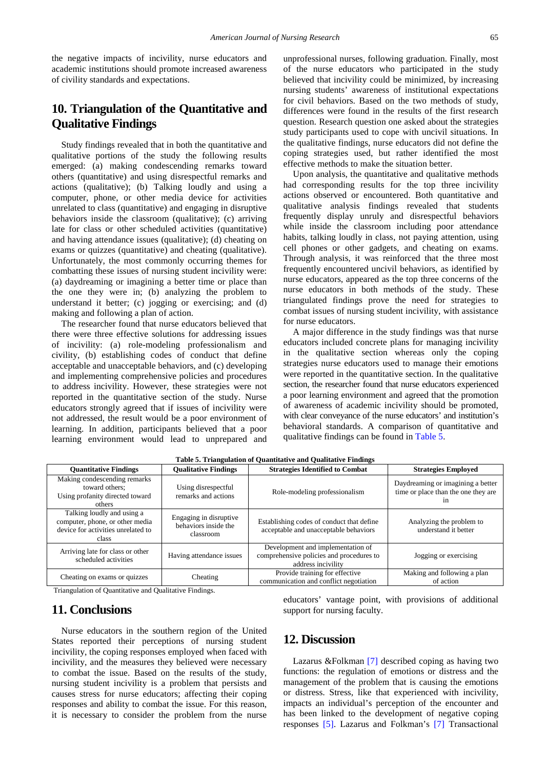the negative impacts of incivility, nurse educators and academic institutions should promote increased awareness of civility standards and expectations.

## 10. Triangulation of the Quantitative and Qualitative Findings

Study findings revealed that in both the quantitative and qualitative portions of the study the following results emerged: (a) making condescending remarks toward others (quantitative) and using disrespectful remarks and actions (qualitative); (b) Talking loudly and using a computer, phone, or other media device for activities unrelated to class (quantitative) and engaging in disruptive behaviors inside the classroom (qualitative); (c) arriving late for class or other scheduled activities (quantitative) and having attendance issues (qualitative); (d) cheating on exams or quizzes (quantitative) and cheating (qualitative). Unfortunately, the most commonly occurring themes for combatting these issues of nursing student incivility were: (a) daydreaming or imagining a better time or place than the one they were in; (b) analyzing the problem to understand it better; (c) jogging or exercising; and (d) making and following a plan of action.

The researcher found that nurse educators believed that there were three effective solutions for addressing issues of incivility: (a) role-modeling professionalism and civility, (b) establishing codes of conduct that define acceptable and unacceptable behaviors, and (c) developing and implementing comprehensive policies and procedures to address incivility. However, these strategies were not reported in the quantitative section of the study. Nurse educators strongly agreed that if issues of incivility were not addressed, the result would be a poor environment of learning. In addition, participants believed that a poor learning environment would lead to unprepared and unprofessional nurses, following graduation. Finally, most of the nurse educators who participated in the study believed that incivility could be minimized, by increasing nursing students' awareness of institutional expectations for civil behaviors. Based on the two methods of study, differences were found in the results of the first research question. Research question one asked about the strategies study participants used to cope with uncivil situations. In the qualitative findings, nurse educators did not define the coping strategies used, but rather identified the most effective methods to make the situation better.

Upon analysis, the quantitative and qualitative methods had corresponding results for the top three incivility actions observed or encountered. Both quantitative and qualitative analysis findings revealed that students frequently display unruly and disrespectful behaviors while inside the classroom including poor attendance habits, talking loudly in class, not paying attention, using cell phones or other gadgets, and cheating on exams. Through analysis, it was reinforced that the three most frequently encountered uncivil behaviors, as identified by nurse educators, appeared as the top three concerns of the nurse educators in both methods of the study. These triangulated findings prove the need for strategies to combat issues of nursing student incivility, with assistance for nurse educators.

A major difference in the study findings was that nurse educators included concrete plans for managing incivility in the qualitative section whereas only the coping strategies nurse educators used to manage their emotions were reported in the quantitative section. In the qualitative section, the researcher found that nurse educators experienced a poor learning environment and agreed that the promotion of awareness of academic incivility should be promoted, with clear conveyance of the nurse educators' and institution's behavioral standards. A comparison of quantitative and qualitative findings can be found in Table 5.

**Table 5. Triangulation of Quantitative and Qualitative Findings**

| Quantitative Findings | Qualitative Findings | Strategies Identified to Combat | Strategies Employed |
|---|---|---|---|
| Making condescending remarks toward others; Using profanity directed toward others | Using disrespectful remarks and actions | Role-modeling professionalism | Daydreaming or imagining a better time or place than the one they are in |
| Talking loudly and using a computer, phone, or other media device for activities unrelated to class | Engaging in disruptive behaviors inside the classroom | Establishing codes of conduct that define acceptable and unacceptable behaviors | Analyzing the problem to understand it better |
| Arriving late for class or other scheduled activities | Having attendance issues | Development and implementation of comprehensive policies and procedures to address incivility | Jogging or exercising |
| Cheating on exams or quizzes | Cheating | Provide training for effective communication and conflict negotiation | Making and following a plan of action |

Triangulation of Quantitative and Qualitative Findings.

## 11. Conclusions

Nurse educators in the southern region of the United States reported their perceptions of nursing student incivility, the coping responses employed when faced with incivility, and the measures they believed were necessary to combat the issue. Based on the results of the study, nursing student incivility is a problem that persists and causes stress for nurse educators; affecting their coping responses and ability to combat the issue. For this reason, it is necessary to consider the problem from the nurse educators' vantage point, with provisions of additional support for nursing faculty.

## 12. Discussion

Lazarus &Folkman [7] described coping as having two functions: the regulation of emotions or distress and the management of the problem that is causing the emotions or distress. Stress, like that experienced with incivility, impacts an individual's perception of the encounter and has been linked to the development of negative coping responses [5]. Lazarus and Folkman's [7] Transactional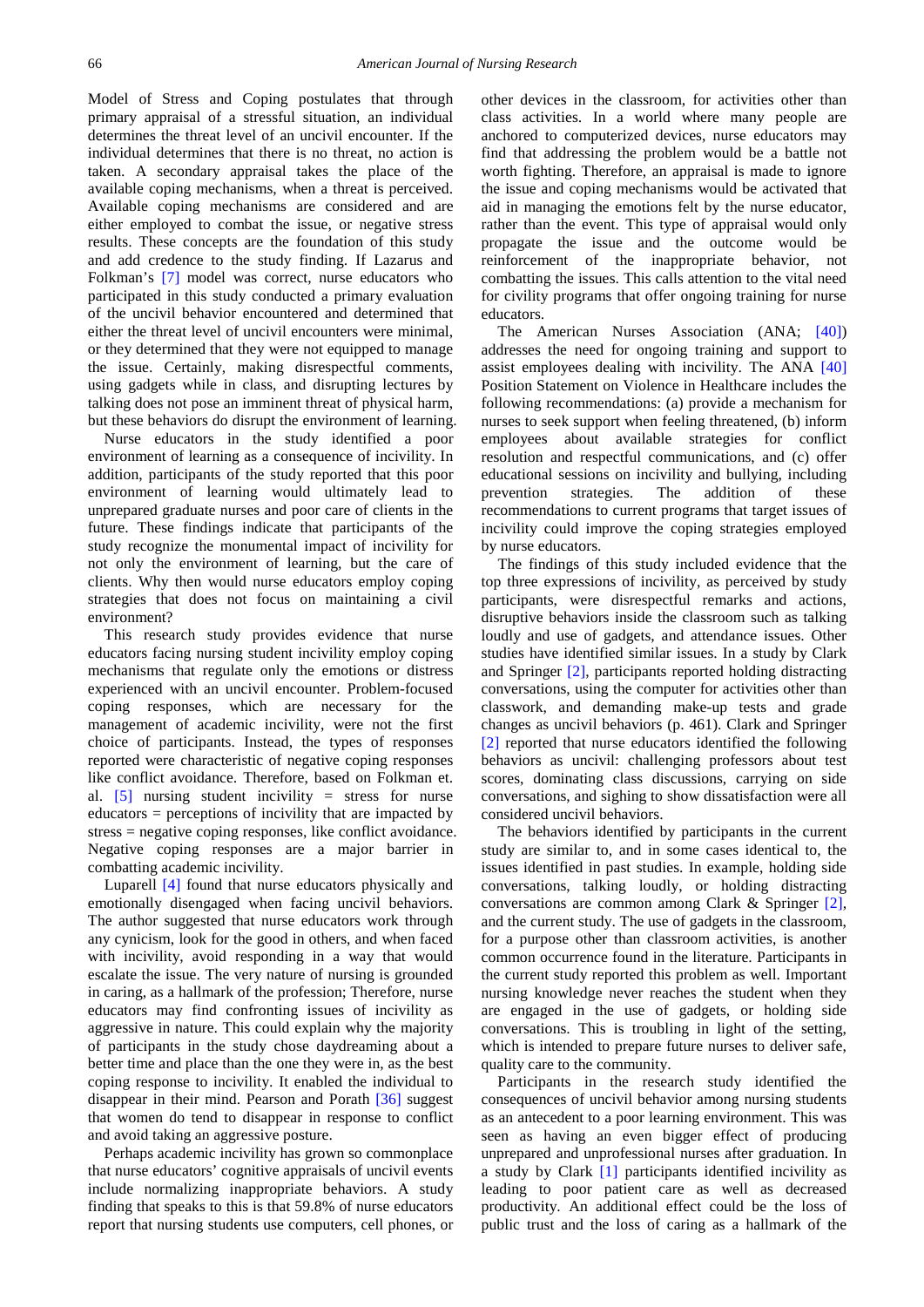Model of Stress and Coping postulates that through primary appraisal of a stressful situation, an individual determines the threat level of an uncivil encounter. If the individual determines that there is no threat, no action is taken. A secondary appraisal takes the place of the available coping mechanisms, when a threat is perceived. Available coping mechanisms are considered and are either employed to combat the issue, or negative stress results. These concepts are the foundation of this study and add credence to the study finding. If Lazarus and Folkman's [7] model was correct, nurse educators who participated in this study conducted a primary evaluation of the uncivil behavior encountered and determined that either the threat level of uncivil encounters were minimal, or they determined that they were not equipped to manage the issue. Certainly, making disrespectful comments, using gadgets while in class, and disrupting lectures by talking does not pose an imminent threat of physical harm, but these behaviors do disrupt the environment of learning.

Nurse educators in the study identified a poor environment of learning as a consequence of incivility. In addition, participants of the study reported that this poor environment of learning would ultimately lead to unprepared graduate nurses and poor care of clients in the future. These findings indicate that participants of the study recognize the monumental impact of incivility for not only the environment of learning, but the care of clients. Why then would nurse educators employ coping strategies that does not focus on maintaining a civil environment?

This research study provides evidence that nurse educators facing nursing student incivility employ coping mechanisms that regulate only the emotions or distress experienced with an uncivil encounter. Problem-focused coping responses, which are necessary for the management of academic incivility, were not the first choice of participants. Instead, the types of responses reported were characteristic of negative coping responses like conflict avoidance. Therefore, based on Folkman et. al. [5] nursing student incivility = stress for nurse educators = perceptions of incivility that are impacted by stress = negative coping responses, like conflict avoidance. Negative coping responses are a major barrier in combatting academic incivility.

Luparell [4] found that nurse educators physically and emotionally disengaged when facing uncivil behaviors. The author suggested that nurse educators work through any cynicism, look for the good in others, and when faced with incivility, avoid responding in a way that would escalate the issue. The very nature of nursing is grounded in caring, as a hallmark of the profession; Therefore, nurse educators may find confronting issues of incivility as aggressive in nature. This could explain why the majority of participants in the study chose daydreaming about a better time and place than the one they were in, as the best coping response to incivility. It enabled the individual to disappear in their mind. Pearson and Porath [36] suggest that women do tend to disappear in response to conflict and avoid taking an aggressive posture.

Perhaps academic incivility has grown so commonplace that nurse educators' cognitive appraisals of uncivil events include normalizing inappropriate behaviors. A study finding that speaks to this is that 59.8% of nurse educators report that nursing students use computers, cell phones, or other devices in the classroom, for activities other than class activities. In a world where many people are anchored to computerized devices, nurse educators may find that addressing the problem would be a battle not worth fighting. Therefore, an appraisal is made to ignore the issue and coping mechanisms would be activated that aid in managing the emotions felt by the nurse educator, rather than the event. This type of appraisal would only propagate the issue and the outcome would be reinforcement of the inappropriate behavior, not combatting the issues. This calls attention to the vital need for civility programs that offer ongoing training for nurse educators.

The American Nurses Association (ANA; [40]) addresses the need for ongoing training and support to assist employees dealing with incivility. The ANA [40] Position Statement on Violence in Healthcare includes the following recommendations: (a) provide a mechanism for nurses to seek support when feeling threatened, (b) inform employees about available strategies for conflict resolution and respectful communications, and (c) offer educational sessions on incivility and bullying, including prevention strategies. The addition of these recommendations to current programs that target issues of incivility could improve the coping strategies employed by nurse educators.

The findings of this study included evidence that the top three expressions of incivility, as perceived by study participants, were disrespectful remarks and actions, disruptive behaviors inside the classroom such as talking loudly and use of gadgets, and attendance issues. Other studies have identified similar issues. In a study by Clark and Springer [2], participants reported holding distracting conversations, using the computer for activities other than classwork, and demanding make-up tests and grade changes as uncivil behaviors (p. 461). Clark and Springer [2] reported that nurse educators identified the following behaviors as uncivil: challenging professors about test scores, dominating class discussions, carrying on side conversations, and sighing to show dissatisfaction were all considered uncivil behaviors.

The behaviors identified by participants in the current study are similar to, and in some cases identical to, the issues identified in past studies. In example, holding side conversations, talking loudly, or holding distracting conversations are common among Clark & Springer [2], and the current study. The use of gadgets in the classroom, for a purpose other than classroom activities, is another common occurrence found in the literature. Participants in the current study reported this problem as well. Important nursing knowledge never reaches the student when they are engaged in the use of gadgets, or holding side conversations. This is troubling in light of the setting, which is intended to prepare future nurses to deliver safe, quality care to the community.

Participants in the research study identified the consequences of uncivil behavior among nursing students as an antecedent to a poor learning environment. This was seen as having an even bigger effect of producing unprepared and unprofessional nurses after graduation. In a study by Clark [1] participants identified incivility as leading to poor patient care as well as decreased productivity. An additional effect could be the loss of public trust and the loss of caring as a hallmark of the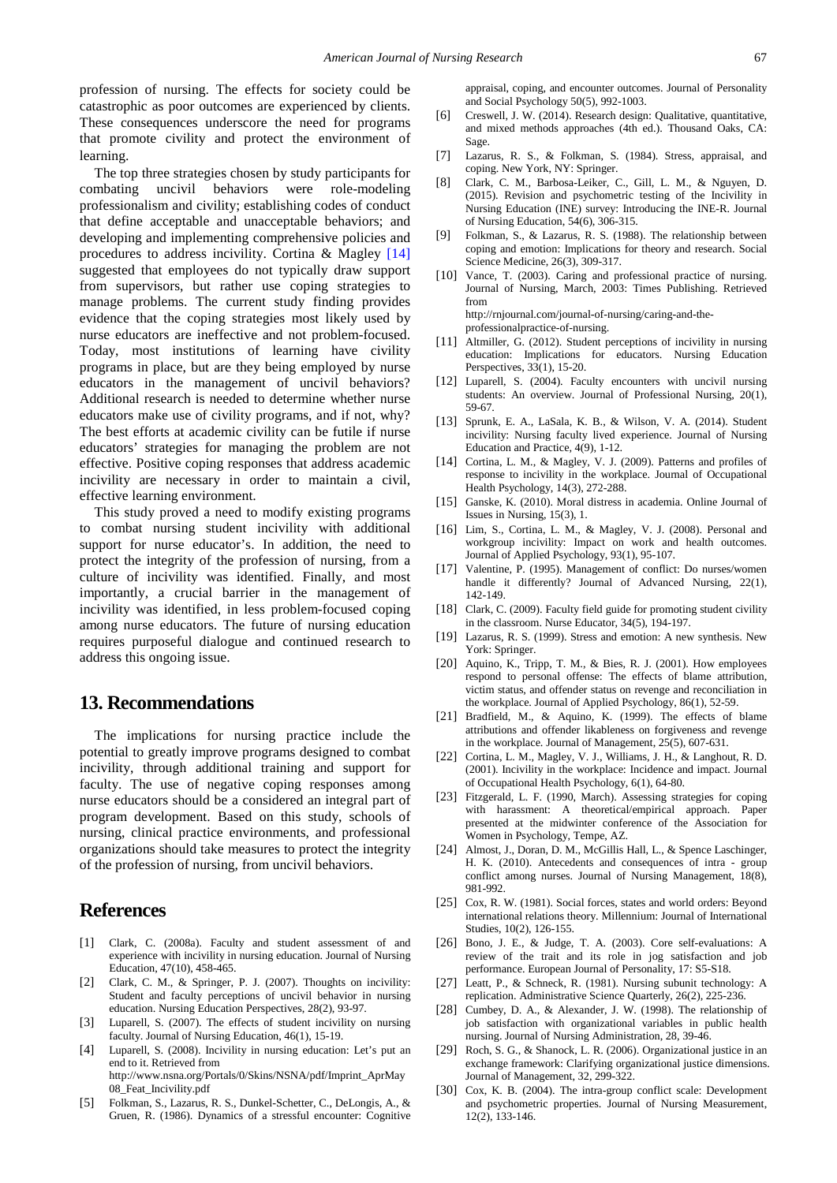profession of nursing. The effects for society could be catastrophic as poor outcomes are experienced by clients. These consequences underscore the need for programs that promote civility and protect the environment of learning.

The top three strategies chosen by study participants for combating uncivil behaviors were role-modeling professionalism and civility; establishing codes of conduct that define acceptable and unacceptable behaviors; and developing and implementing comprehensive policies and procedures to address incivility. Cortina & Magley [14] suggested that employees do not typically draw support from supervisors, but rather use coping strategies to manage problems. The current study finding provides evidence that the coping strategies most likely used by nurse educators are ineffective and not problem-focused. Today, most institutions of learning have civility programs in place, but are they being employed by nurse educators in the management of uncivil behaviors? Additional research is needed to determine whether nurse educators make use of civility programs, and if not, why? The best efforts at academic civility can be futile if nurse educators' strategies for managing the problem are not effective. Positive coping responses that address academic incivility are necessary in order to maintain a civil, effective learning environment.

This study proved a need to modify existing programs to combat nursing student incivility with additional support for nurse educator's. In addition, the need to protect the integrity of the profession of nursing, from a culture of incivility was identified. Finally, and most importantly, a crucial barrier in the management of incivility was identified, in less problem-focused coping among nurse educators. The future of nursing education requires purposeful dialogue and continued research to address this ongoing issue.

## 13. Recommendations

The implications for nursing practice include the potential to greatly improve programs designed to combat incivility, through additional training and support for faculty. The use of negative coping responses among nurse educators should be a considered an integral part of program development. Based on this study, schools of nursing, clinical practice environments, and professional organizations should take measures to protect the integrity of the profession of nursing, from uncivil behaviors.

## References

[1] Clark, C. (2008a). Faculty and student assessment of and experience with incivility in nursing education. Journal of Nursing Education, 47(10), 458-465.

[2] Clark, C. M., & Springer, P. J. (2007). Thoughts on incivility: Student and faculty perceptions of uncivil behavior in nursing education. Nursing Education Perspectives, 28(2), 93-97.

[3] Luparell, S. (2007). The effects of student incivility on nursing faculty. Journal of Nursing Education, 46(1), 15-19.

[4] Luparell, S. (2008). Incivility in nursing education: Let's put an end to it. Retrieved from http://www.nsna.org/Portals/0/Skins/NSNA/pdf/Imprint_AprMay08_Feat_Incivility.pdf

[5] Folkman, S., Lazarus, R. S., Dunkel-Schetter, C., DeLongis, A., & Gruen, R. (1986). Dynamics of a stressful encounter: Cognitive appraisal, coping, and encounter outcomes. Journal of Personality and Social Psychology 50(5), 992-1003.

[6] Creswell, J. W. (2014). Research design: Qualitative, quantitative, and mixed methods approaches (4th ed.). Thousand Oaks, CA: Sage.

[7] Lazarus, R. S., & Folkman, S. (1984). Stress, appraisal, and coping. New York, NY: Springer.

[8] Clark, C. M., Barbosa-Leiker, C., Gill, L. M., & Nguyen, D. (2015). Revision and psychometric testing of the Incivility in Nursing Education (INE) survey: Introducing the INE-R. Journal of Nursing Education, 54(6), 306-315.

[9] Folkman, S., & Lazarus, R. S. (1988). The relationship between coping and emotion: Implications for theory and research. Social Science Medicine, 26(3), 309-317.

[10] Vance, T. (2003). Caring and professional practice of nursing. Journal of Nursing, March, 2003: Times Publishing. Retrieved from http://rnjournal.com/journal-of-nursing/caring-and-the-professionalpractice-of-nursing.

[11] Altmiller, G. (2012). Student perceptions of incivility in nursing education: Implications for educators. Nursing Education Perspectives, 33(1), 15-20.

[12] Luparell, S. (2004). Faculty encounters with uncivil nursing students: An overview. Journal of Professional Nursing, 20(1), 59-67.

[13] Sprunk, E. A., LaSala, K. B., & Wilson, V. A. (2014). Student incivility: Nursing faculty lived experience. Journal of Nursing Education and Practice, 4(9), 1-12.

[14] Cortina, L. M., & Magley, V. J. (2009). Patterns and profiles of response to incivility in the workplace. Journal of Occupational Health Psychology, 14(3), 272-288.

[15] Ganske, K. (2010). Moral distress in academia. Online Journal of Issues in Nursing, 15(3), 1.

[16] Lim, S., Cortina, L. M., & Magley, V. J. (2008). Personal and workgroup incivility: Impact on work and health outcomes. Journal of Applied Psychology, 93(1), 95-107.

[17] Valentine, P. (1995). Management of conflict: Do nurses/women handle it differently? Journal of Advanced Nursing, 22(1), 142-149.

[18] Clark, C. (2009). Faculty field guide for promoting student civility in the classroom. Nurse Educator, 34(5), 194-197.

[19] Lazarus, R. S. (1999). Stress and emotion: A new synthesis. New York: Springer.

[20] Aquino, K., Tripp, T. M., & Bies, R. J. (2001). How employees respond to personal offense: The effects of blame attribution, victim status, and offender status on revenge and reconciliation in the workplace. Journal of Applied Psychology, 86(1), 52-59.

[21] Bradfield, M., & Aquino, K. (1999). The effects of blame attributions and offender likableness on forgiveness and revenge in the workplace. Journal of Management, 25(5), 607-631.

[22] Cortina, L. M., Magley, V. J., Williams, J. H., & Langhout, R. D. (2001). Incivility in the workplace: Incidence and impact. Journal of Occupational Health Psychology, 6(1), 64-80.

[23] Fitzgerald, L. F. (1990, March). Assessing strategies for coping with harassment: A theoretical/empirical approach. Paper presented at the midwinter conference of the Association for Women in Psychology, Tempe, AZ.

[24] Almost, J., Doran, D. M., McGillis Hall, L., & Spence Laschinger, H. K. (2010). Antecedents and consequences of intra - group conflict among nurses. Journal of Nursing Management, 18(8), 981-992.

[25] Cox, R. W. (1981). Social forces, states and world orders: Beyond international relations theory. Millennium: Journal of International Studies, 10(2), 126-155.

[26] Bono, J. E., & Judge, T. A. (2003). Core self-evaluations: A review of the trait and its role in jog satisfaction and job performance. European Journal of Personality, 17: S5-S18.

[27] Leatt, P., & Schneck, R. (1981). Nursing subunit technology: A replication. Administrative Science Quarterly, 26(2), 225-236.

[28] Cumbey, D. A., & Alexander, J. W. (1998). The relationship of job satisfaction with organizational variables in public health nursing. Journal of Nursing Administration, 28, 39-46.

[29] Roch, S. G., & Shanock, L. R. (2006). Organizational justice in an exchange framework: Clarifying organizational justice dimensions. Journal of Management, 32, 299-322.

[30] Cox, K. B. (2004). The intra-group conflict scale: Development and psychometric properties. Journal of Nursing Measurement, 12(2), 133-146.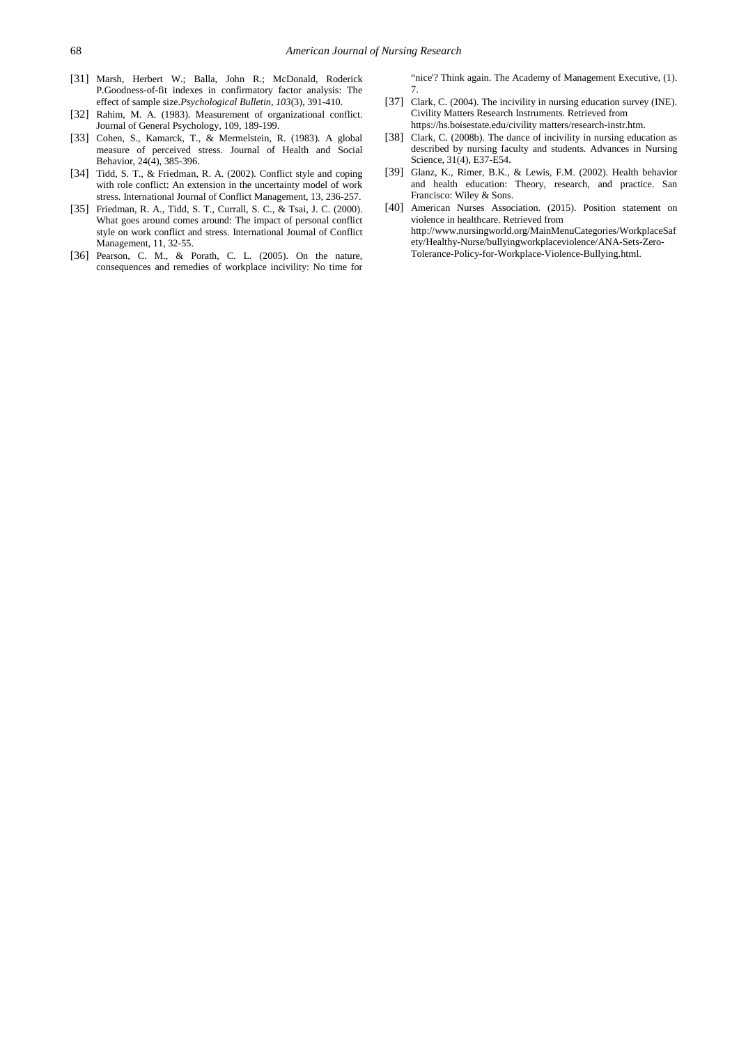[31] Marsh, Herbert W.; Balla, John R.; McDonald, Roderick P.Goodness-of-fit indexes in confirmatory factor analysis: The effect of sample size.*Psychological Bulletin*, *103*(3), 391-410.

[32] Rahim, M. A. (1983). Measurement of organizational conflict. Journal of General Psychology, 109, 189-199.

[33] Cohen, S., Kamarck, T., & Mermelstein, R. (1983). A global measure of perceived stress. Journal of Health and Social Behavior, 24(4), 385-396.

[34] Tidd, S. T., & Friedman, R. A. (2002). Conflict style and coping with role conflict: An extension in the uncertainty model of work stress. International Journal of Conflict Management, 13, 236-257.

[35] Friedman, R. A., Tidd, S. T., Currall, S. C., & Tsai, J. C. (2000). What goes around comes around: The impact of personal conflict style on work conflict and stress. International Journal of Conflict Management, 11, 32-55.

[36] Pearson, C. M., & Porath, C. L. (2005). On the nature, consequences and remedies of workplace incivility: No time for "nice'? Think again. The Academy of Management Executive, (1). 7.

[37] Clark, C. (2004). The incivility in nursing education survey (INE). Civility Matters Research Instruments. Retrieved from https://hs.boisestate.edu/civility matters/research-instr.htm.

[38] Clark, C. (2008b). The dance of incivility in nursing education as described by nursing faculty and students. Advances in Nursing Science, 31(4), E37-E54.

[39] Glanz, K., Rimer, B.K., & Lewis, F.M. (2002). Health behavior and health education: Theory, research, and practice. San Francisco: Wiley & Sons.

[40] American Nurses Association. (2015). Position statement on violence in healthcare. Retrieved from http://www.nursingworld.org/MainMenuCategories/WorkplaceSafety/Healthy-Nurse/bullyingworkplaceviolence/ANA-Sets-Zero-Tolerance-Policy-for-Workplace-Violence-Bullying.html.